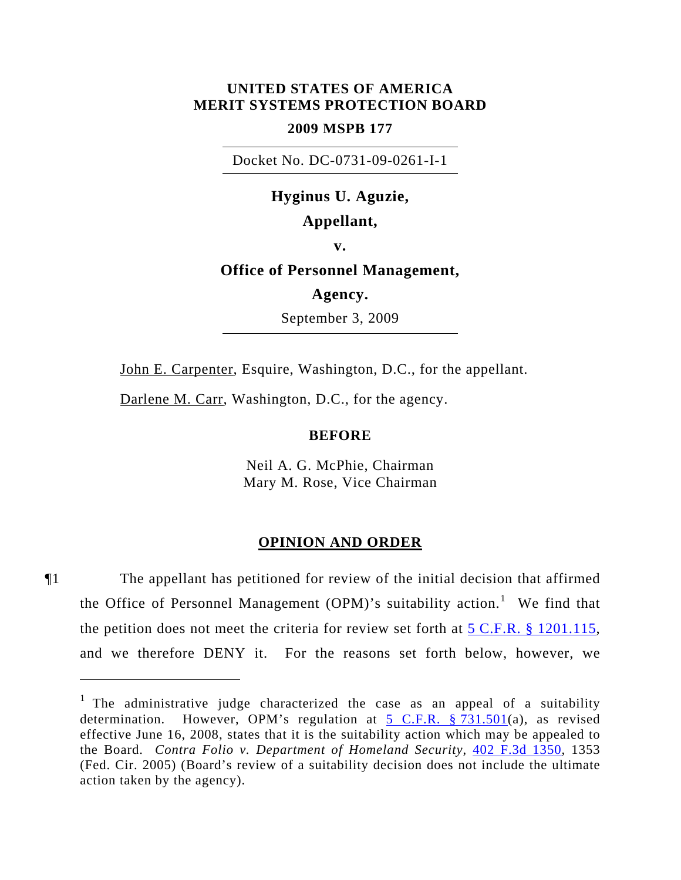**UNITED STATES OF AMERICA**
**MERIT SYSTEMS PROTECTION BOARD**

**2009 MSPB 177**

Docket No. DC-0731-09-0261-I-1

**Hyginus U. Aguzie,**

**Appellant,**

**v.**

**Office of Personnel Management,**

**Agency.**

September 3, 2009

John E. Carpenter, Esquire, Washington, D.C., for the appellant.

Darlene M. Carr, Washington, D.C., for the agency.

**BEFORE**

Neil A. G. McPhie, Chairman
Mary M. Rose, Vice Chairman

## OPINION AND ORDER

¶1 The appellant has petitioned for review of the initial decision that affirmed the Office of Personnel Management (OPM)'s suitability action.[1] We find that the petition does not meet the criteria for review set forth at 5 C.F.R. § 1201.115, and we therefore DENY it. For the reasons set forth below, however, we

---

[1] The administrative judge characterized the case as an appeal of a suitability determination. However, OPM's regulation at 5 C.F.R. § 731.501(a), as revised effective June 16, 2008, states that it is the suitability action which may be appealed to the Board. *Contra Folio v. Department of Homeland Security*, 402 F.3d 1350, 1353 (Fed. Cir. 2005) (Board's review of a suitability decision does not include the ultimate action taken by the agency).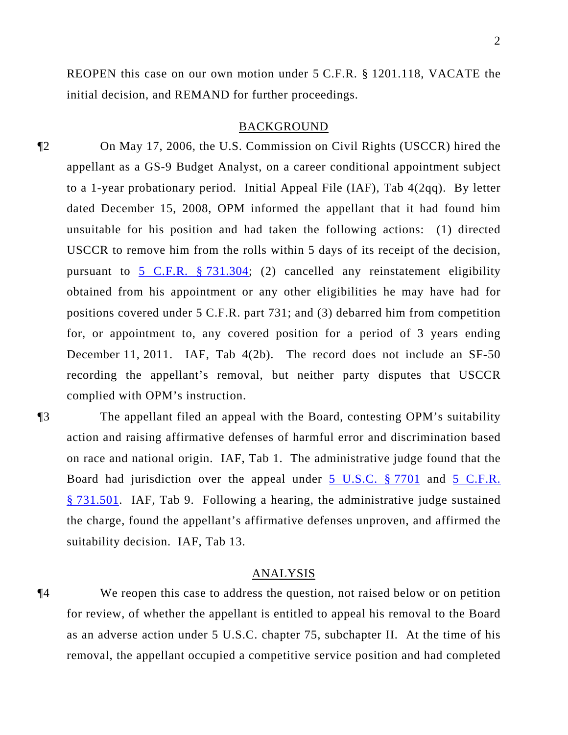REOPEN this case on our own motion under 5 C.F.R. § 1201.118, VACATE the initial decision, and REMAND for further proceedings.

## BACKGROUND

¶2 On May 17, 2006, the U.S. Commission on Civil Rights (USCCR) hired the appellant as a GS-9 Budget Analyst, on a career conditional appointment subject to a 1-year probationary period. Initial Appeal File (IAF), Tab 4(2qq). By letter dated December 15, 2008, OPM informed the appellant that it had found him unsuitable for his position and had taken the following actions: (1) directed USCCR to remove him from the rolls within 5 days of its receipt of the decision, pursuant to 5 C.F.R. § 731.304; (2) cancelled any reinstatement eligibility obtained from his appointment or any other eligibilities he may have had for positions covered under 5 C.F.R. part 731; and (3) debarred him from competition for, or appointment to, any covered position for a period of 3 years ending December 11, 2011. IAF, Tab 4(2b). The record does not include an SF-50 recording the appellant's removal, but neither party disputes that USCCR complied with OPM's instruction.

¶3 The appellant filed an appeal with the Board, contesting OPM's suitability action and raising affirmative defenses of harmful error and discrimination based on race and national origin. IAF, Tab 1. The administrative judge found that the Board had jurisdiction over the appeal under 5 U.S.C. § 7701 and 5 C.F.R. § 731.501. IAF, Tab 9. Following a hearing, the administrative judge sustained the charge, found the appellant's affirmative defenses unproven, and affirmed the suitability decision. IAF, Tab 13.

## ANALYSIS

¶4 We reopen this case to address the question, not raised below or on petition for review, of whether the appellant is entitled to appeal his removal to the Board as an adverse action under 5 U.S.C. chapter 75, subchapter II. At the time of his removal, the appellant occupied a competitive service position and had completed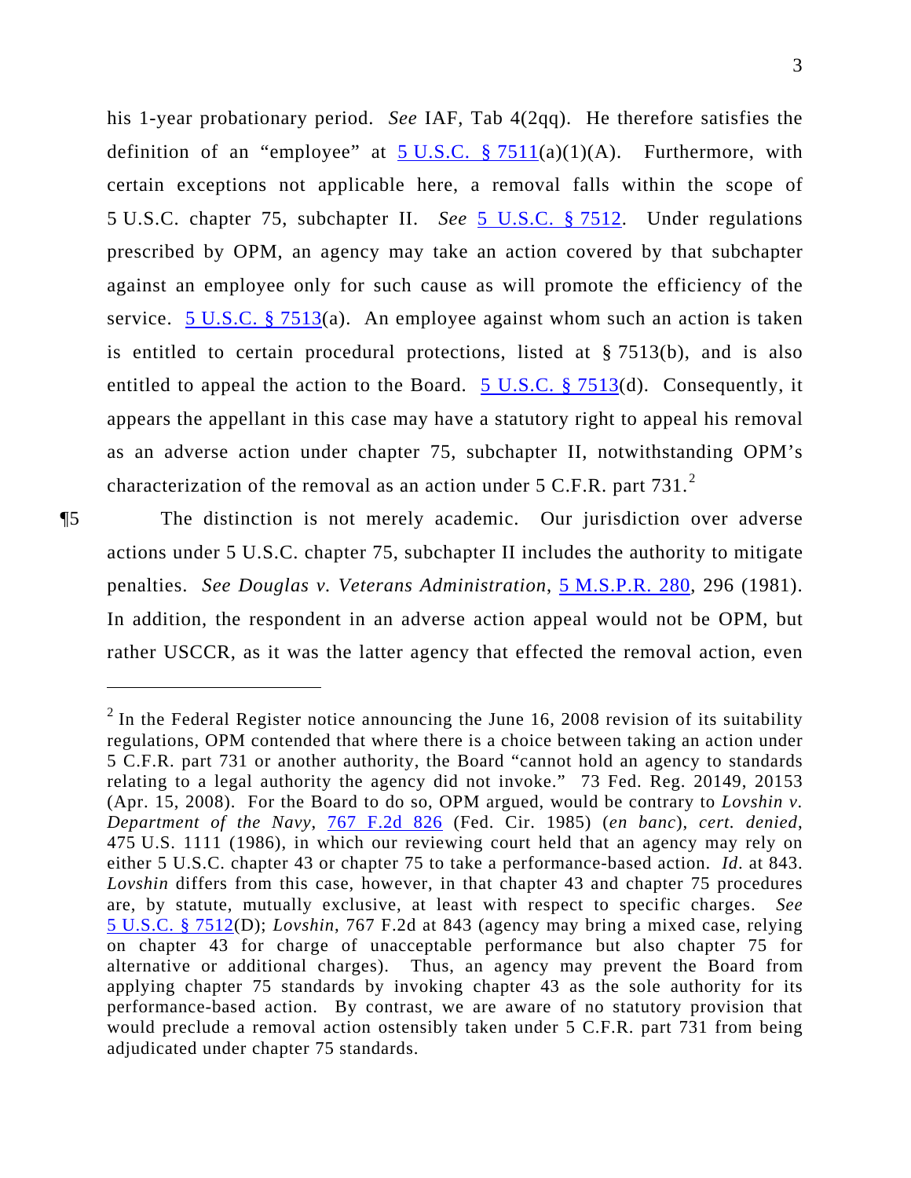his 1-year probationary period. *See* IAF, Tab 4(2qq). He therefore satisfies the definition of an "employee" at 5 U.S.C. § 7511(a)(1)(A). Furthermore, with certain exceptions not applicable here, a removal falls within the scope of 5 U.S.C. chapter 75, subchapter II. *See* 5 U.S.C. § 7512. Under regulations prescribed by OPM, an agency may take an action covered by that subchapter against an employee only for such cause as will promote the efficiency of the service. 5 U.S.C. § 7513(a). An employee against whom such an action is taken is entitled to certain procedural protections, listed at § 7513(b), and is also entitled to appeal the action to the Board. 5 U.S.C. § 7513(d). Consequently, it appears the appellant in this case may have a statutory right to appeal his removal as an adverse action under chapter 75, subchapter II, notwithstanding OPM's characterization of the removal as an action under 5 C.F.R. part 731.[2]

¶5 The distinction is not merely academic. Our jurisdiction over adverse actions under 5 U.S.C. chapter 75, subchapter II includes the authority to mitigate penalties. *See Douglas v. Veterans Administration*, 5 M.S.P.R. 280, 296 (1981). In addition, the respondent in an adverse action appeal would not be OPM, but rather USCCR, as it was the latter agency that effected the removal action, even

---

[2] In the Federal Register notice announcing the June 16, 2008 revision of its suitability regulations, OPM contended that where there is a choice between taking an action under 5 C.F.R. part 731 or another authority, the Board "cannot hold an agency to standards relating to a legal authority the agency did not invoke." 73 Fed. Reg. 20149, 20153 (Apr. 15, 2008). For the Board to do so, OPM argued, would be contrary to *Lovshin v. Department of the Navy*, 767 F.2d 826 (Fed. Cir. 1985) (*en banc*), *cert. denied*, 475 U.S. 1111 (1986), in which our reviewing court held that an agency may rely on either 5 U.S.C. chapter 43 or chapter 75 to take a performance-based action. *Id.* at 843. *Lovshin* differs from this case, however, in that chapter 43 and chapter 75 procedures are, by statute, mutually exclusive, at least with respect to specific charges. *See* 5 U.S.C. § 7512(D); *Lovshin*, 767 F.2d at 843 (agency may bring a mixed case, relying on chapter 43 for charge of unacceptable performance but also chapter 75 for alternative or additional charges). Thus, an agency may prevent the Board from applying chapter 75 standards by invoking chapter 43 as the sole authority for its performance-based action. By contrast, we are aware of no statutory provision that would preclude a removal action ostensibly taken under 5 C.F.R. part 731 from being adjudicated under chapter 75 standards.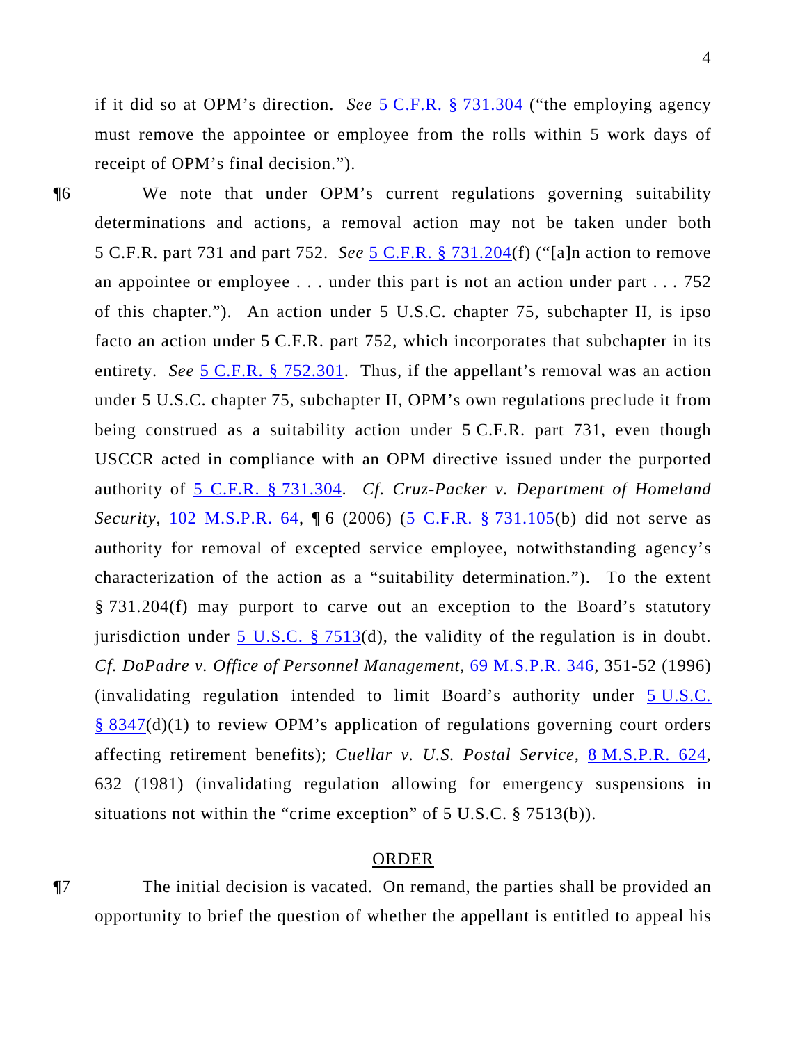if it did so at OPM's direction. *See* 5 C.F.R. § 731.304 ("the employing agency must remove the appointee or employee from the rolls within 5 work days of receipt of OPM's final decision.").

¶6 We note that under OPM's current regulations governing suitability determinations and actions, a removal action may not be taken under both 5 C.F.R. part 731 and part 752. *See* 5 C.F.R. § 731.204(f) ("[a]n action to remove an appointee or employee . . . under this part is not an action under part . . . 752 of this chapter."). An action under 5 U.S.C. chapter 75, subchapter II, is ipso facto an action under 5 C.F.R. part 752, which incorporates that subchapter in its entirety. *See* 5 C.F.R. § 752.301. Thus, if the appellant's removal was an action under 5 U.S.C. chapter 75, subchapter II, OPM's own regulations preclude it from being construed as a suitability action under 5 C.F.R. part 731, even though USCCR acted in compliance with an OPM directive issued under the purported authority of 5 C.F.R. § 731.304. *Cf. Cruz-Packer v. Department of Homeland Security*, 102 M.S.P.R. 64, ¶ 6 (2006) (5 C.F.R. § 731.105(b) did not serve as authority for removal of excepted service employee, notwithstanding agency's characterization of the action as a "suitability determination."). To the extent § 731.204(f) may purport to carve out an exception to the Board's statutory jurisdiction under 5 U.S.C. § 7513(d), the validity of the regulation is in doubt. *Cf. DoPadre v. Office of Personnel Management*, 69 M.S.P.R. 346, 351-52 (1996) (invalidating regulation intended to limit Board's authority under 5 U.S.C. § 8347(d)(1) to review OPM's application of regulations governing court orders affecting retirement benefits); *Cuellar v. U.S. Postal Service*, 8 M.S.P.R. 624, 632 (1981) (invalidating regulation allowing for emergency suspensions in situations not within the "crime exception" of 5 U.S.C. § 7513(b)).

## ORDER

¶7 The initial decision is vacated. On remand, the parties shall be provided an opportunity to brief the question of whether the appellant is entitled to appeal his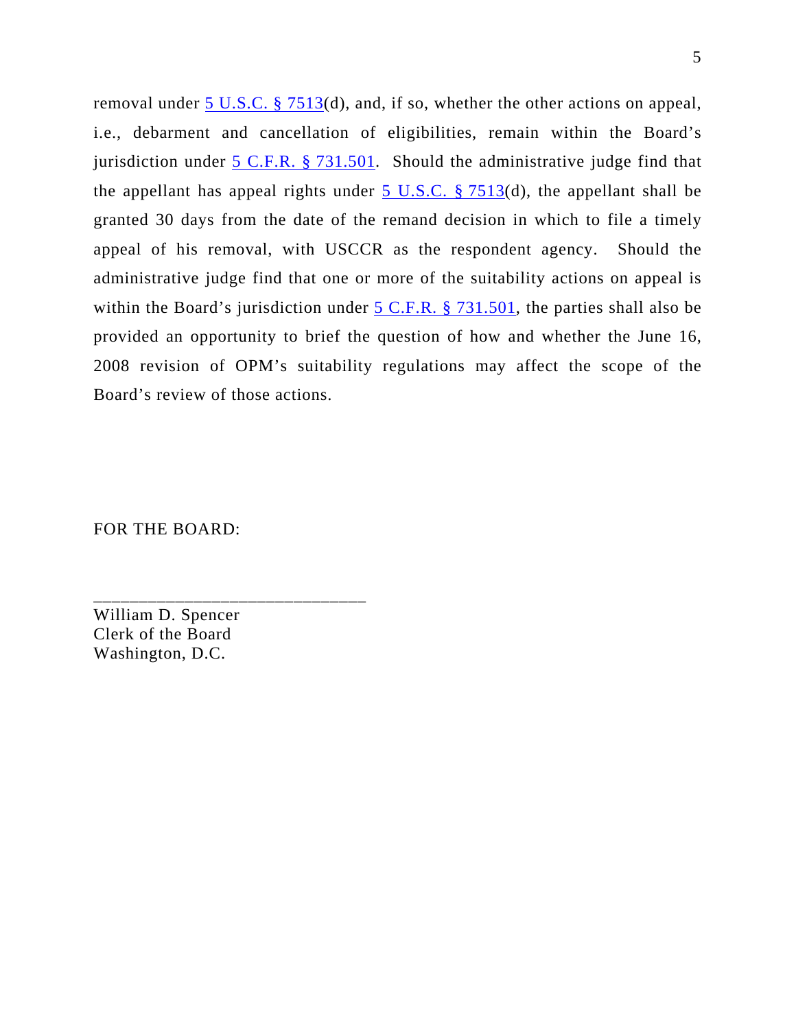removal under 5 U.S.C. § 7513(d), and, if so, whether the other actions on appeal, i.e., debarment and cancellation of eligibilities, remain within the Board's jurisdiction under 5 C.F.R. § 731.501. Should the administrative judge find that the appellant has appeal rights under 5 U.S.C. § 7513(d), the appellant shall be granted 30 days from the date of the remand decision in which to file a timely appeal of his removal, with USCCR as the respondent agency. Should the administrative judge find that one or more of the suitability actions on appeal is within the Board's jurisdiction under 5 C.F.R. § 731.501, the parties shall also be provided an opportunity to brief the question of how and whether the June 16, 2008 revision of OPM's suitability regulations may affect the scope of the Board's review of those actions.

FOR THE BOARD:

______________________________
William D. Spencer
Clerk of the Board
Washington, D.C.